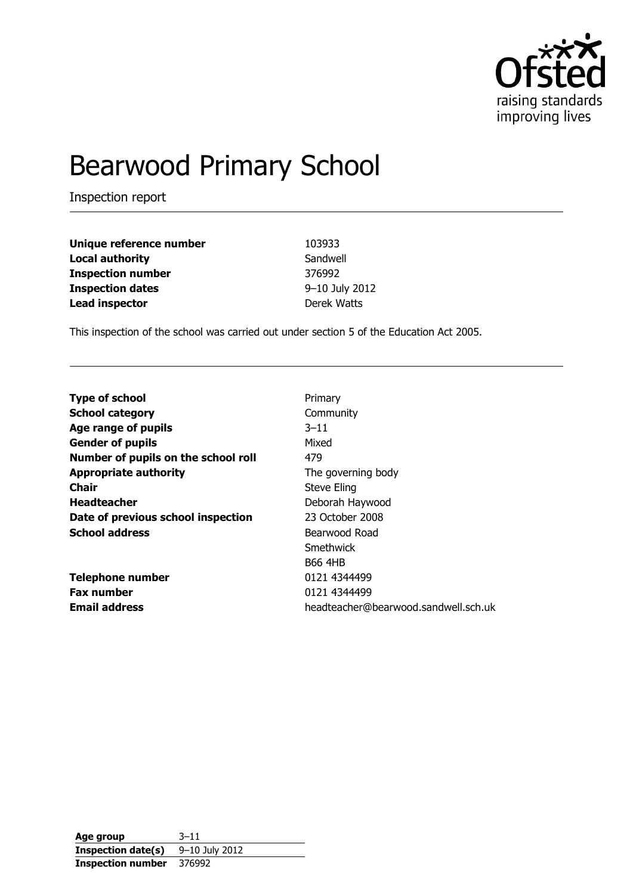Ofsted
raising standards
improving lives

# Bearwood Primary School

Inspection report

| | |
|---|---|
| **Unique reference number** | 103933 |
| **Local authority** | Sandwell |
| **Inspection number** | 376992 |
| **Inspection dates** | 9–10 July 2012 |
| **Lead inspector** | Derek Watts |

This inspection of the school was carried out under section 5 of the Education Act 2005.

| | |
|---|---|
| **Type of school** | Primary |
| **School category** | Community |
| **Age range of pupils** | 3–11 |
| **Gender of pupils** | Mixed |
| **Number of pupils on the school roll** | 479 |
| **Appropriate authority** | The governing body |
| **Chair** | Steve Eling |
| **Headteacher** | Deborah Haywood |
| **Date of previous school inspection** | 23 October 2008 |
| **School address** | Bearwood Road<br>Smethwick<br>B66 4HB |
| **Telephone number** | 0121 4344499 |
| **Fax number** | 0121 4344499 |
| **Email address** | headteacher@bearwood.sandwell.sch.uk |

| | |
|---|---|
| **Age group** | 3–11 |
| **Inspection date(s)** | 9–10 July 2012 |
| **Inspection number** | 376992 |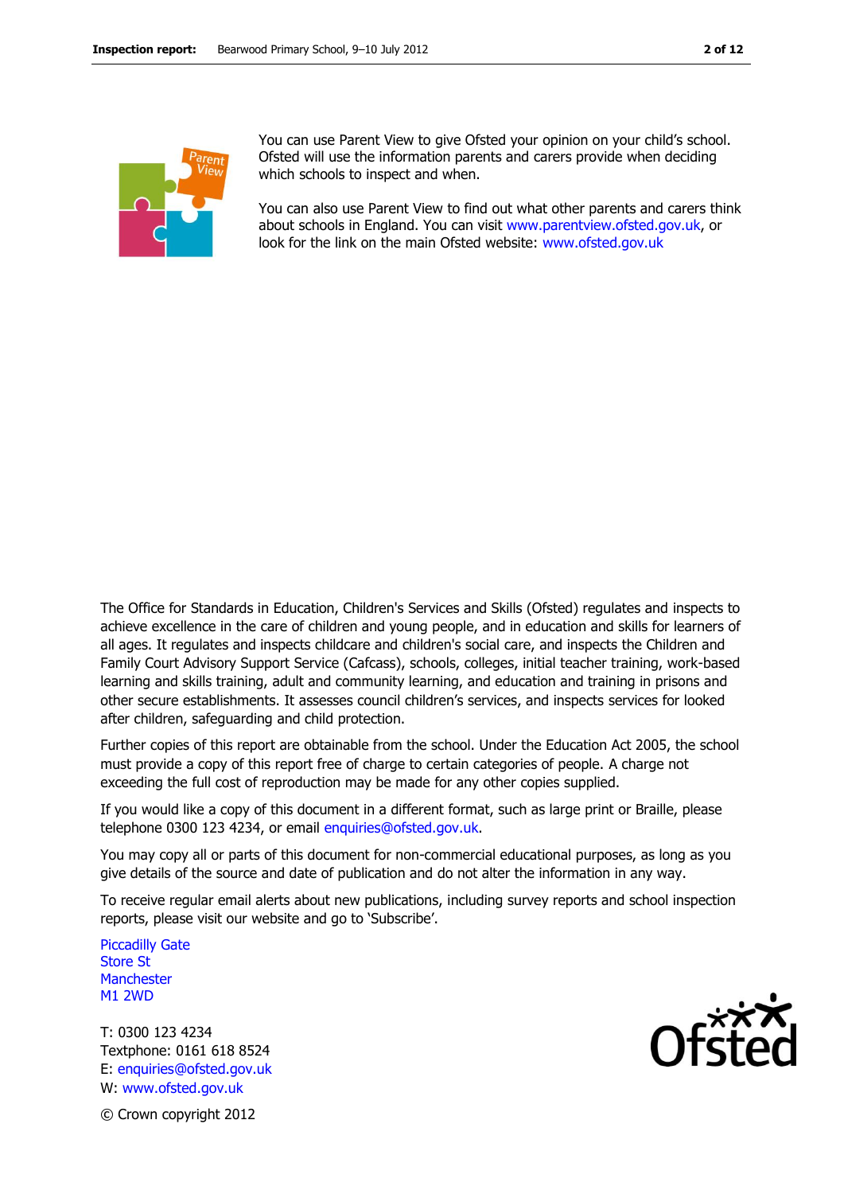You can use Parent View to give Ofsted your opinion on your child's school. Ofsted will use the information parents and carers provide when deciding which schools to inspect and when.

You can also use Parent View to find out what other parents and carers think about schools in England. You can visit www.parentview.ofsted.gov.uk, or look for the link on the main Ofsted website: www.ofsted.gov.uk

The Office for Standards in Education, Children's Services and Skills (Ofsted) regulates and inspects to achieve excellence in the care of children and young people, and in education and skills for learners of all ages. It regulates and inspects childcare and children's social care, and inspects the Children and Family Court Advisory Support Service (Cafcass), schools, colleges, initial teacher training, work-based learning and skills training, adult and community learning, and education and training in prisons and other secure establishments. It assesses council children's services, and inspects services for looked after children, safeguarding and child protection.

Further copies of this report are obtainable from the school. Under the Education Act 2005, the school must provide a copy of this report free of charge to certain categories of people. A charge not exceeding the full cost of reproduction may be made for any other copies supplied.

If you would like a copy of this document in a different format, such as large print or Braille, please telephone 0300 123 4234, or email enquiries@ofsted.gov.uk.

You may copy all or parts of this document for non-commercial educational purposes, as long as you give details of the source and date of publication and do not alter the information in any way.

To receive regular email alerts about new publications, including survey reports and school inspection reports, please visit our website and go to 'Subscribe'.

Piccadilly Gate
Store St
Manchester
M1 2WD

T: 0300 123 4234
Textphone: 0161 618 8524
E: enquiries@ofsted.gov.uk
W: www.ofsted.gov.uk

© Crown copyright 2012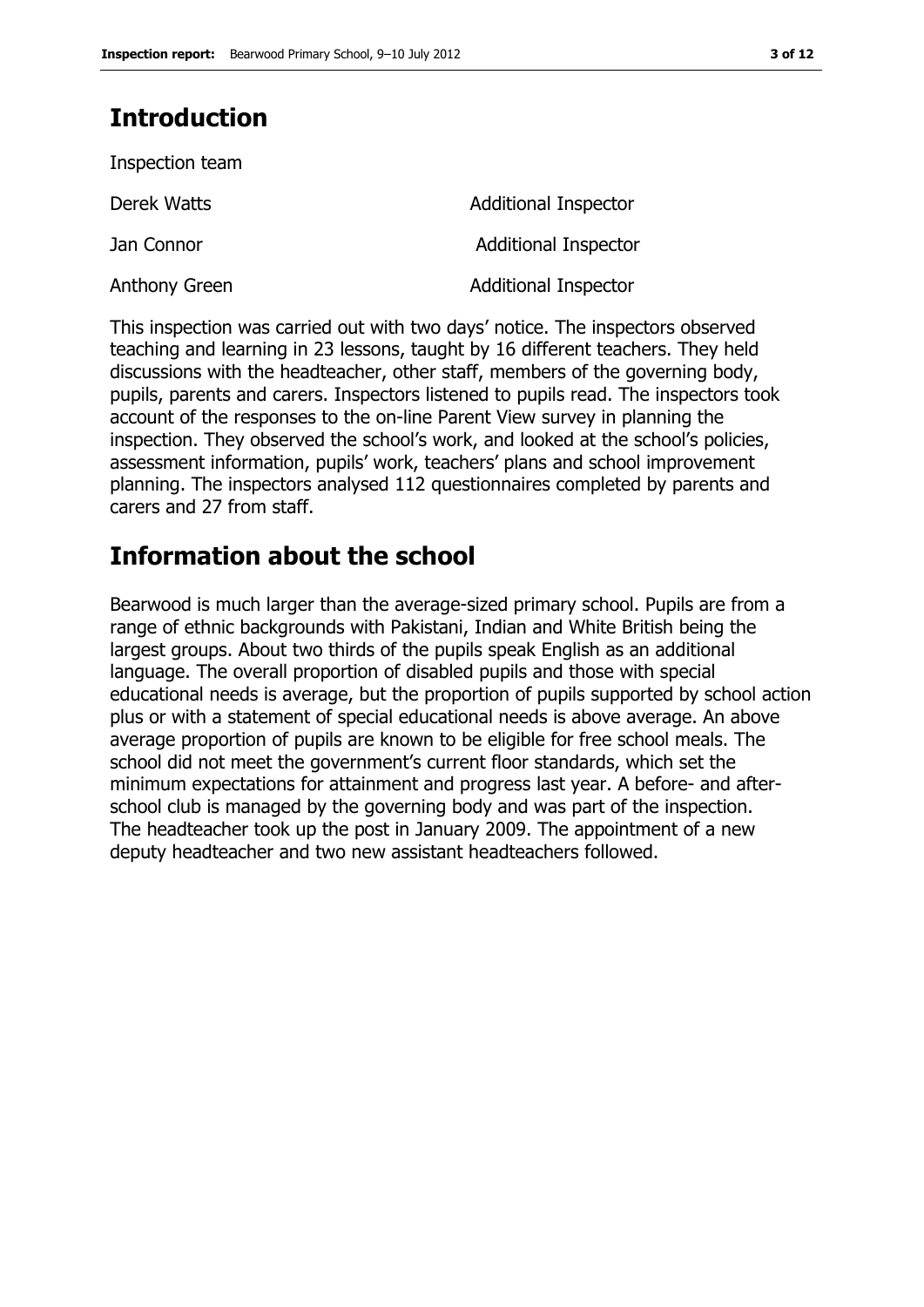## Introduction

Inspection team

| | |
|---|---|
| Derek Watts | Additional Inspector |
| Jan Connor | Additional Inspector |
| Anthony Green | Additional Inspector |

This inspection was carried out with two days' notice. The inspectors observed teaching and learning in 23 lessons, taught by 16 different teachers. They held discussions with the headteacher, other staff, members of the governing body, pupils, parents and carers. Inspectors listened to pupils read. The inspectors took account of the responses to the on-line Parent View survey in planning the inspection. They observed the school's work, and looked at the school's policies, assessment information, pupils' work, teachers' plans and school improvement planning. The inspectors analysed 112 questionnaires completed by parents and carers and 27 from staff.

## Information about the school

Bearwood is much larger than the average-sized primary school. Pupils are from a range of ethnic backgrounds with Pakistani, Indian and White British being the largest groups. About two thirds of the pupils speak English as an additional language. The overall proportion of disabled pupils and those with special educational needs is average, but the proportion of pupils supported by school action plus or with a statement of special educational needs is above average. An above average proportion of pupils are known to be eligible for free school meals. The school did not meet the government's current floor standards, which set the minimum expectations for attainment and progress last year. A before- and after-school club is managed by the governing body and was part of the inspection. The headteacher took up the post in January 2009. The appointment of a new deputy headteacher and two new assistant headteachers followed.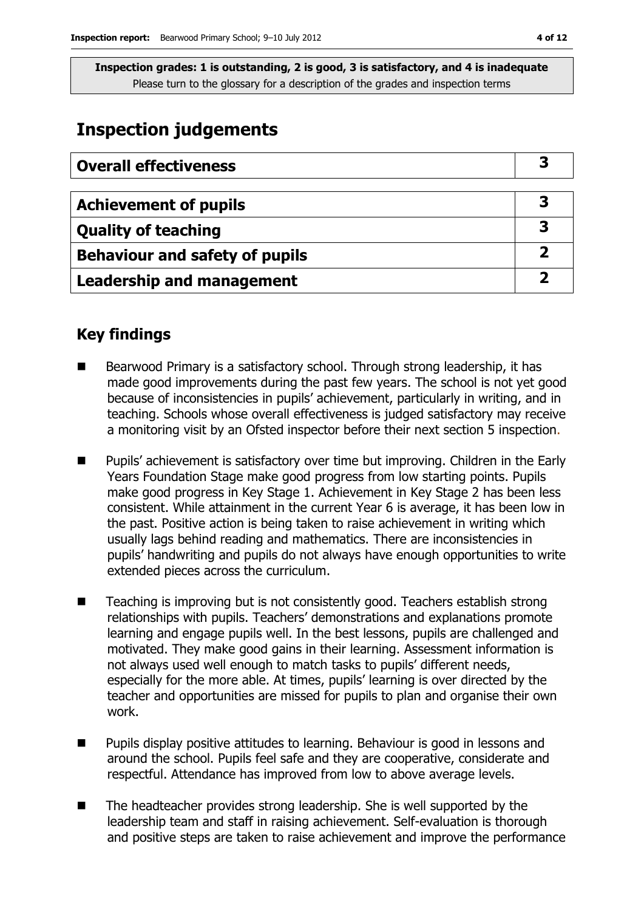**Inspection grades: 1 is outstanding, 2 is good, 3 is satisfactory, and 4 is inadequate**
Please turn to the glossary for a description of the grades and inspection terms

# Inspection judgements

| Overall effectiveness | 3 |
|---|---|

| Achievement of pupils | 3 |
|---|---|
| Quality of teaching | 3 |
| Behaviour and safety of pupils | 2 |
| Leadership and management | 2 |

## Key findings

- Bearwood Primary is a satisfactory school. Through strong leadership, it has made good improvements during the past few years. The school is not yet good because of inconsistencies in pupils' achievement, particularly in writing, and in teaching. Schools whose overall effectiveness is judged satisfactory may receive a monitoring visit by an Ofsted inspector before their next section 5 inspection.
- Pupils' achievement is satisfactory over time but improving. Children in the Early Years Foundation Stage make good progress from low starting points. Pupils make good progress in Key Stage 1. Achievement in Key Stage 2 has been less consistent. While attainment in the current Year 6 is average, it has been low in the past. Positive action is being taken to raise achievement in writing which usually lags behind reading and mathematics. There are inconsistencies in pupils' handwriting and pupils do not always have enough opportunities to write extended pieces across the curriculum.
- Teaching is improving but is not consistently good. Teachers establish strong relationships with pupils. Teachers' demonstrations and explanations promote learning and engage pupils well. In the best lessons, pupils are challenged and motivated. They make good gains in their learning. Assessment information is not always used well enough to match tasks to pupils' different needs, especially for the more able. At times, pupils' learning is over directed by the teacher and opportunities are missed for pupils to plan and organise their own work.
- Pupils display positive attitudes to learning. Behaviour is good in lessons and around the school. Pupils feel safe and they are cooperative, considerate and respectful. Attendance has improved from low to above average levels.
- The headteacher provides strong leadership. She is well supported by the leadership team and staff in raising achievement. Self-evaluation is thorough and positive steps are taken to raise achievement and improve the performance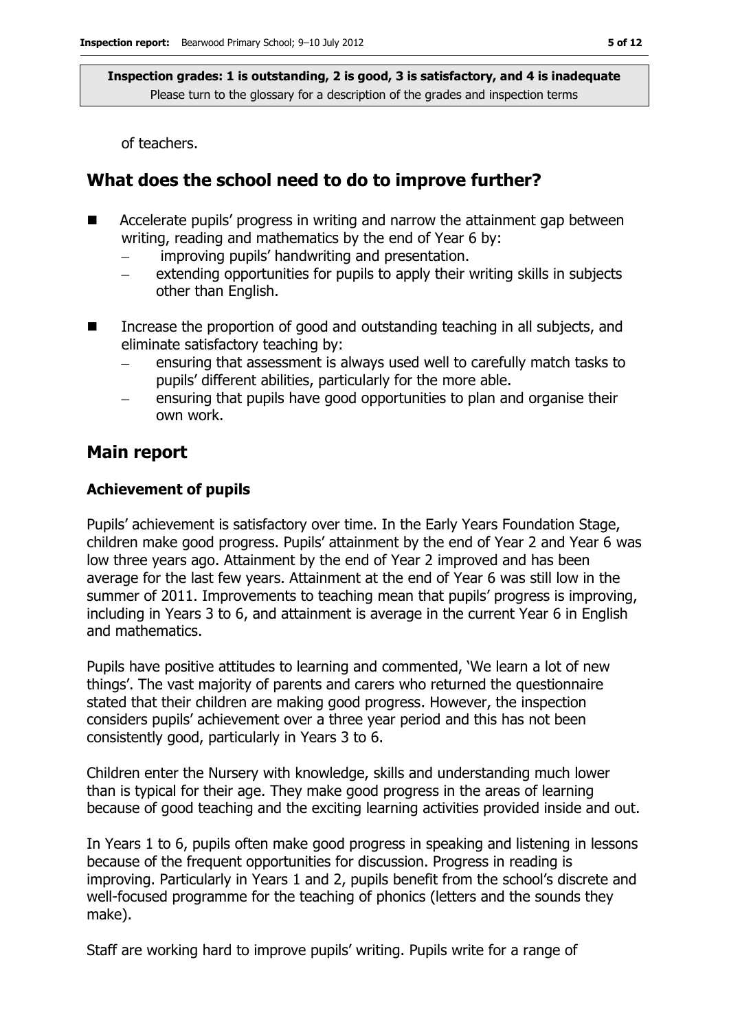of teachers.

## What does the school need to do to improve further?

- Accelerate pupils' progress in writing and narrow the attainment gap between writing, reading and mathematics by the end of Year 6 by:
  - improving pupils' handwriting and presentation.
  - extending opportunities for pupils to apply their writing skills in subjects other than English.
- Increase the proportion of good and outstanding teaching in all subjects, and eliminate satisfactory teaching by:
  - ensuring that assessment is always used well to carefully match tasks to pupils' different abilities, particularly for the more able.
  - ensuring that pupils have good opportunities to plan and organise their own work.

## Main report

### Achievement of pupils

Pupils' achievement is satisfactory over time. In the Early Years Foundation Stage, children make good progress. Pupils' attainment by the end of Year 2 and Year 6 was low three years ago. Attainment by the end of Year 2 improved and has been average for the last few years. Attainment at the end of Year 6 was still low in the summer of 2011. Improvements to teaching mean that pupils' progress is improving, including in Years 3 to 6, and attainment is average in the current Year 6 in English and mathematics.

Pupils have positive attitudes to learning and commented, 'We learn a lot of new things'. The vast majority of parents and carers who returned the questionnaire stated that their children are making good progress. However, the inspection considers pupils' achievement over a three year period and this has not been consistently good, particularly in Years 3 to 6.

Children enter the Nursery with knowledge, skills and understanding much lower than is typical for their age. They make good progress in the areas of learning because of good teaching and the exciting learning activities provided inside and out.

In Years 1 to 6, pupils often make good progress in speaking and listening in lessons because of the frequent opportunities for discussion. Progress in reading is improving. Particularly in Years 1 and 2, pupils benefit from the school's discrete and well-focused programme for the teaching of phonics (letters and the sounds they make).

Staff are working hard to improve pupils' writing. Pupils write for a range of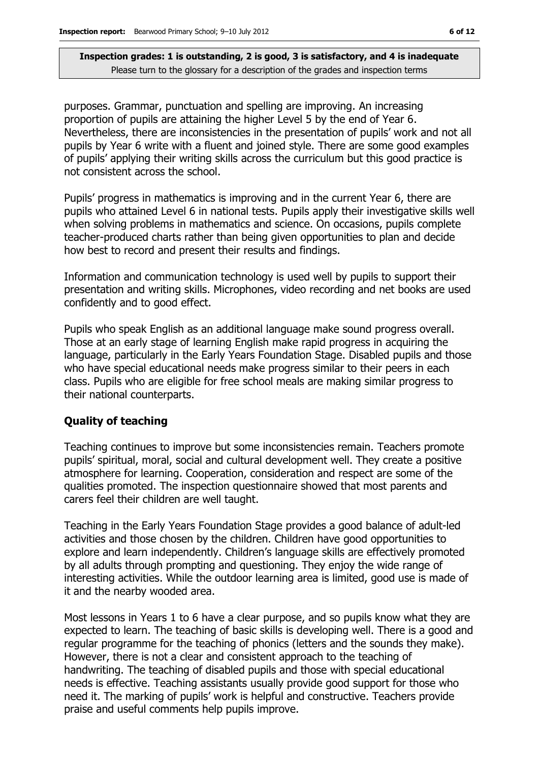purposes. Grammar, punctuation and spelling are improving. An increasing proportion of pupils are attaining the higher Level 5 by the end of Year 6. Nevertheless, there are inconsistencies in the presentation of pupils' work and not all pupils by Year 6 write with a fluent and joined style. There are some good examples of pupils' applying their writing skills across the curriculum but this good practice is not consistent across the school.

Pupils' progress in mathematics is improving and in the current Year 6, there are pupils who attained Level 6 in national tests. Pupils apply their investigative skills well when solving problems in mathematics and science. On occasions, pupils complete teacher-produced charts rather than being given opportunities to plan and decide how best to record and present their results and findings.

Information and communication technology is used well by pupils to support their presentation and writing skills. Microphones, video recording and net books are used confidently and to good effect.

Pupils who speak English as an additional language make sound progress overall. Those at an early stage of learning English make rapid progress in acquiring the language, particularly in the Early Years Foundation Stage. Disabled pupils and those who have special educational needs make progress similar to their peers in each class. Pupils who are eligible for free school meals are making similar progress to their national counterparts.

## Quality of teaching

Teaching continues to improve but some inconsistencies remain. Teachers promote pupils' spiritual, moral, social and cultural development well. They create a positive atmosphere for learning. Cooperation, consideration and respect are some of the qualities promoted. The inspection questionnaire showed that most parents and carers feel their children are well taught.

Teaching in the Early Years Foundation Stage provides a good balance of adult-led activities and those chosen by the children. Children have good opportunities to explore and learn independently. Children's language skills are effectively promoted by all adults through prompting and questioning. They enjoy the wide range of interesting activities. While the outdoor learning area is limited, good use is made of it and the nearby wooded area.

Most lessons in Years 1 to 6 have a clear purpose, and so pupils know what they are expected to learn. The teaching of basic skills is developing well. There is a good and regular programme for the teaching of phonics (letters and the sounds they make). However, there is not a clear and consistent approach to the teaching of handwriting. The teaching of disabled pupils and those with special educational needs is effective. Teaching assistants usually provide good support for those who need it. The marking of pupils' work is helpful and constructive. Teachers provide praise and useful comments help pupils improve.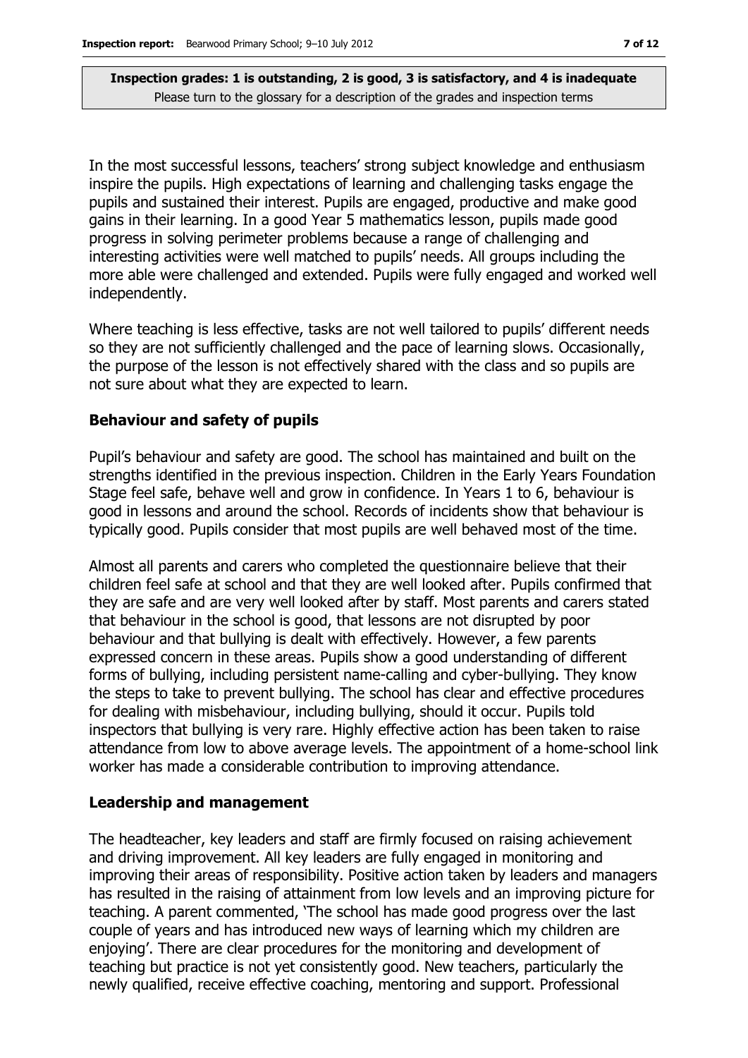In the most successful lessons, teachers' strong subject knowledge and enthusiasm inspire the pupils. High expectations of learning and challenging tasks engage the pupils and sustained their interest. Pupils are engaged, productive and make good gains in their learning. In a good Year 5 mathematics lesson, pupils made good progress in solving perimeter problems because a range of challenging and interesting activities were well matched to pupils' needs. All groups including the more able were challenged and extended. Pupils were fully engaged and worked well independently.

Where teaching is less effective, tasks are not well tailored to pupils' different needs so they are not sufficiently challenged and the pace of learning slows. Occasionally, the purpose of the lesson is not effectively shared with the class and so pupils are not sure about what they are expected to learn.

### Behaviour and safety of pupils

Pupil's behaviour and safety are good. The school has maintained and built on the strengths identified in the previous inspection. Children in the Early Years Foundation Stage feel safe, behave well and grow in confidence. In Years 1 to 6, behaviour is good in lessons and around the school. Records of incidents show that behaviour is typically good. Pupils consider that most pupils are well behaved most of the time.

Almost all parents and carers who completed the questionnaire believe that their children feel safe at school and that they are well looked after. Pupils confirmed that they are safe and are very well looked after by staff. Most parents and carers stated that behaviour in the school is good, that lessons are not disrupted by poor behaviour and that bullying is dealt with effectively. However, a few parents expressed concern in these areas. Pupils show a good understanding of different forms of bullying, including persistent name-calling and cyber-bullying. They know the steps to take to prevent bullying. The school has clear and effective procedures for dealing with misbehaviour, including bullying, should it occur. Pupils told inspectors that bullying is very rare. Highly effective action has been taken to raise attendance from low to above average levels. The appointment of a home-school link worker has made a considerable contribution to improving attendance.

### Leadership and management

The headteacher, key leaders and staff are firmly focused on raising achievement and driving improvement. All key leaders are fully engaged in monitoring and improving their areas of responsibility. Positive action taken by leaders and managers has resulted in the raising of attainment from low levels and an improving picture for teaching. A parent commented, 'The school has made good progress over the last couple of years and has introduced new ways of learning which my children are enjoying'. There are clear procedures for the monitoring and development of teaching but practice is not yet consistently good. New teachers, particularly the newly qualified, receive effective coaching, mentoring and support. Professional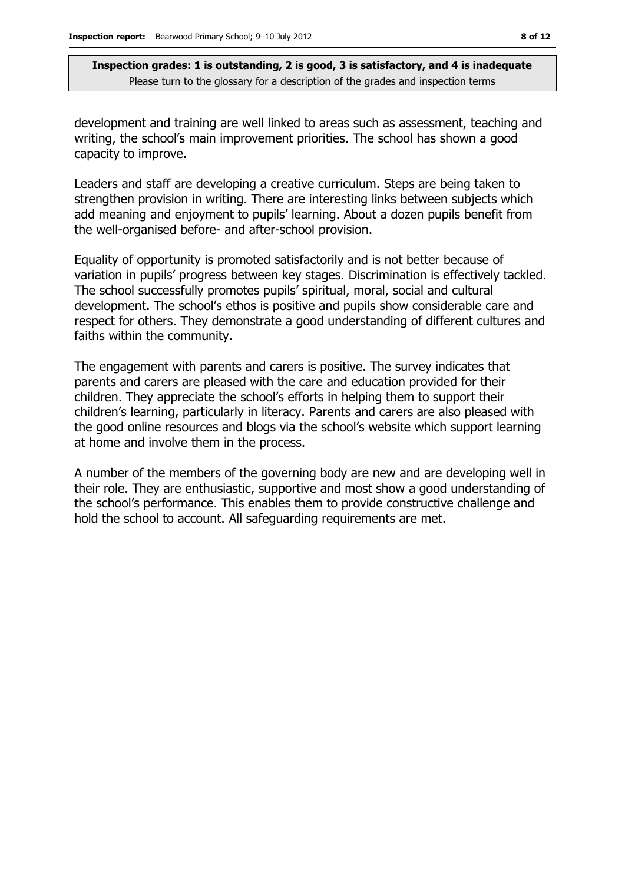**Inspection grades: 1 is outstanding, 2 is good, 3 is satisfactory, and 4 is inadequate**
Please turn to the glossary for a description of the grades and inspection terms

development and training are well linked to areas such as assessment, teaching and writing, the school's main improvement priorities. The school has shown a good capacity to improve.

Leaders and staff are developing a creative curriculum. Steps are being taken to strengthen provision in writing. There are interesting links between subjects which add meaning and enjoyment to pupils' learning. About a dozen pupils benefit from the well-organised before- and after-school provision.

Equality of opportunity is promoted satisfactorily and is not better because of variation in pupils' progress between key stages. Discrimination is effectively tackled. The school successfully promotes pupils' spiritual, moral, social and cultural development. The school's ethos is positive and pupils show considerable care and respect for others. They demonstrate a good understanding of different cultures and faiths within the community.

The engagement with parents and carers is positive. The survey indicates that parents and carers are pleased with the care and education provided for their children. They appreciate the school's efforts in helping them to support their children's learning, particularly in literacy. Parents and carers are also pleased with the good online resources and blogs via the school's website which support learning at home and involve them in the process.

A number of the members of the governing body are new and are developing well in their role. They are enthusiastic, supportive and most show a good understanding of the school's performance. This enables them to provide constructive challenge and hold the school to account. All safeguarding requirements are met.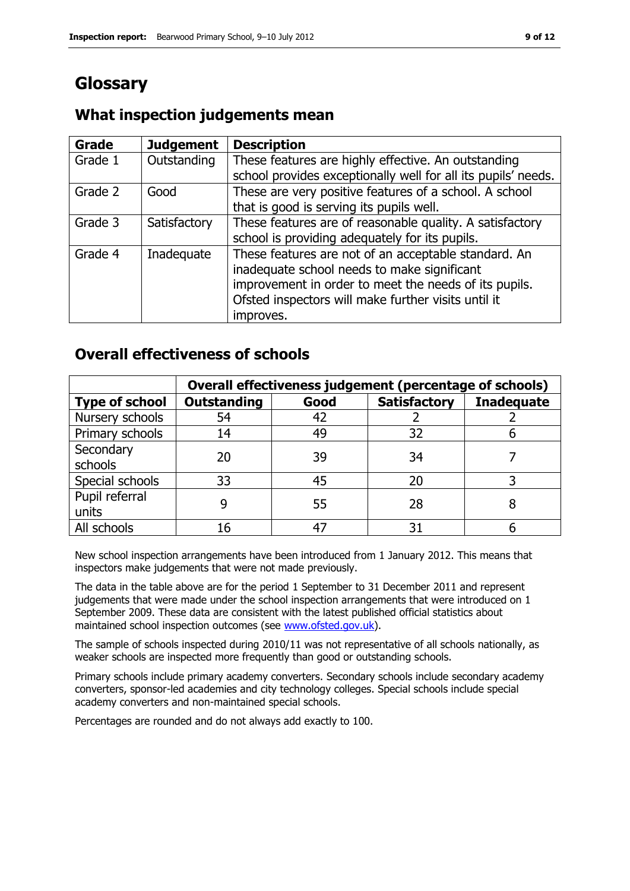# Glossary

## What inspection judgements mean

| Grade | Judgement | Description |
|---|---|---|
| Grade 1 | Outstanding | These features are highly effective. An outstanding school provides exceptionally well for all its pupils' needs. |
| Grade 2 | Good | These are very positive features of a school. A school that is good is serving its pupils well. |
| Grade 3 | Satisfactory | These features are of reasonable quality. A satisfactory school is providing adequately for its pupils. |
| Grade 4 | Inadequate | These features are not of an acceptable standard. An inadequate school needs to make significant improvement in order to meet the needs of its pupils. Ofsted inspectors will make further visits until it improves. |

## Overall effectiveness of schools

| | Overall effectiveness judgement (percentage of schools) | | | |
|---|---|---|---|---|
| **Type of school** | **Outstanding** | **Good** | **Satisfactory** | **Inadequate** |
| Nursery schools | 54 | 42 | 2 | 2 |
| Primary schools | 14 | 49 | 32 | 6 |
| Secondary schools | 20 | 39 | 34 | 7 |
| Special schools | 33 | 45 | 20 | 3 |
| Pupil referral units | 9 | 55 | 28 | 8 |
| All schools | 16 | 47 | 31 | 6 |

New school inspection arrangements have been introduced from 1 January 2012. This means that inspectors make judgements that were not made previously.

The data in the table above are for the period 1 September to 31 December 2011 and represent judgements that were made under the school inspection arrangements that were introduced on 1 September 2009. These data are consistent with the latest published official statistics about maintained school inspection outcomes (see www.ofsted.gov.uk).

The sample of schools inspected during 2010/11 was not representative of all schools nationally, as weaker schools are inspected more frequently than good or outstanding schools.

Primary schools include primary academy converters. Secondary schools include secondary academy converters, sponsor-led academies and city technology colleges. Special schools include special academy converters and non-maintained special schools.

Percentages are rounded and do not always add exactly to 100.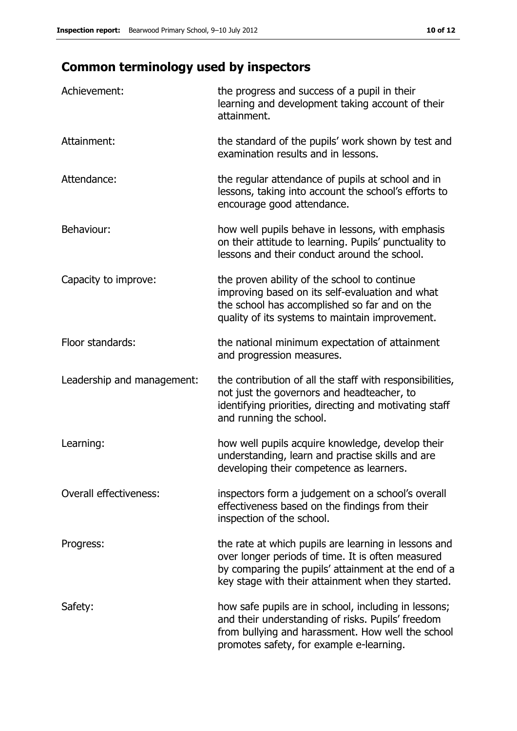## Common terminology used by inspectors

| | |
|---|---|
| Achievement: | the progress and success of a pupil in their learning and development taking account of their attainment. |
| Attainment: | the standard of the pupils' work shown by test and examination results and in lessons. |
| Attendance: | the regular attendance of pupils at school and in lessons, taking into account the school's efforts to encourage good attendance. |
| Behaviour: | how well pupils behave in lessons, with emphasis on their attitude to learning. Pupils' punctuality to lessons and their conduct around the school. |
| Capacity to improve: | the proven ability of the school to continue improving based on its self-evaluation and what the school has accomplished so far and on the quality of its systems to maintain improvement. |
| Floor standards: | the national minimum expectation of attainment and progression measures. |
| Leadership and management: | the contribution of all the staff with responsibilities, not just the governors and headteacher, to identifying priorities, directing and motivating staff and running the school. |
| Learning: | how well pupils acquire knowledge, develop their understanding, learn and practise skills and are developing their competence as learners. |
| Overall effectiveness: | inspectors form a judgement on a school's overall effectiveness based on the findings from their inspection of the school. |
| Progress: | the rate at which pupils are learning in lessons and over longer periods of time. It is often measured by comparing the pupils' attainment at the end of a key stage with their attainment when they started. |
| Safety: | how safe pupils are in school, including in lessons; and their understanding of risks. Pupils' freedom from bullying and harassment. How well the school promotes safety, for example e-learning. |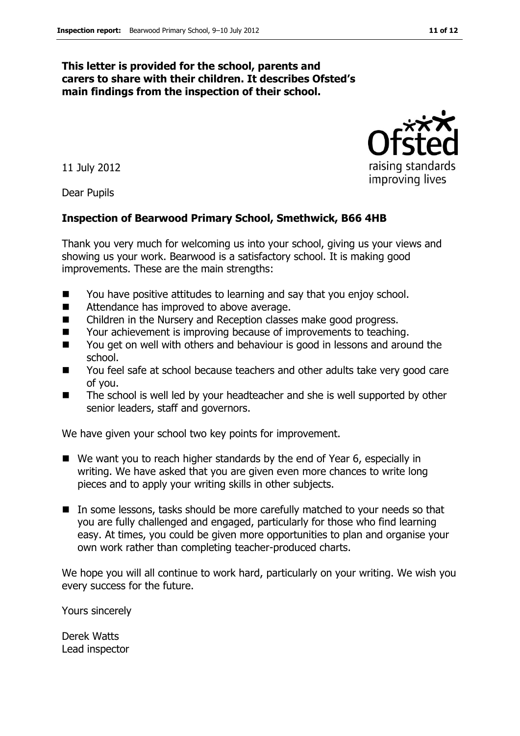**This letter is provided for the school, parents and carers to share with their children. It describes Ofsted's main findings from the inspection of their school.**

11 July 2012

Dear Pupils

**Inspection of Bearwood Primary School, Smethwick, B66 4HB**

Thank you very much for welcoming us into your school, giving us your views and showing us your work. Bearwood is a satisfactory school. It is making good improvements. These are the main strengths:

- You have positive attitudes to learning and say that you enjoy school.
- Attendance has improved to above average.
- Children in the Nursery and Reception classes make good progress.
- Your achievement is improving because of improvements to teaching.
- You get on well with others and behaviour is good in lessons and around the school.
- You feel safe at school because teachers and other adults take very good care of you.
- The school is well led by your headteacher and she is well supported by other senior leaders, staff and governors.

We have given your school two key points for improvement.

- We want you to reach higher standards by the end of Year 6, especially in writing. We have asked that you are given even more chances to write long pieces and to apply your writing skills in other subjects.
- In some lessons, tasks should be more carefully matched to your needs so that you are fully challenged and engaged, particularly for those who find learning easy. At times, you could be given more opportunities to plan and organise your own work rather than completing teacher-produced charts.

We hope you will all continue to work hard, particularly on your writing. We wish you every success for the future.

Yours sincerely

Derek Watts
Lead inspector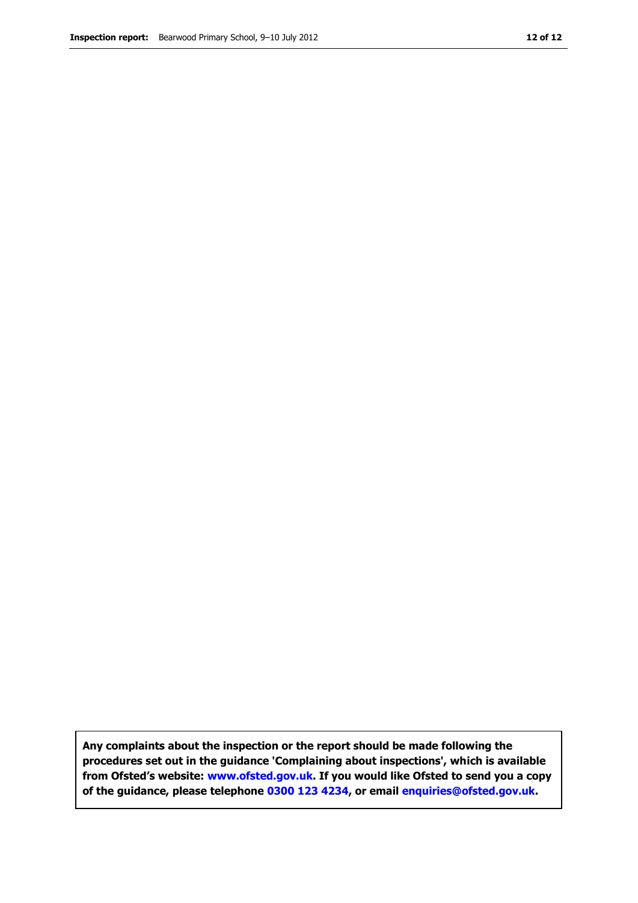**Any complaints about the inspection or the report should be made following the procedures set out in the guidance 'Complaining about inspections', which is available from Ofsted's website: www.ofsted.gov.uk. If you would like Ofsted to send you a copy of the guidance, please telephone 0300 123 4234, or email enquiries@ofsted.gov.uk.**